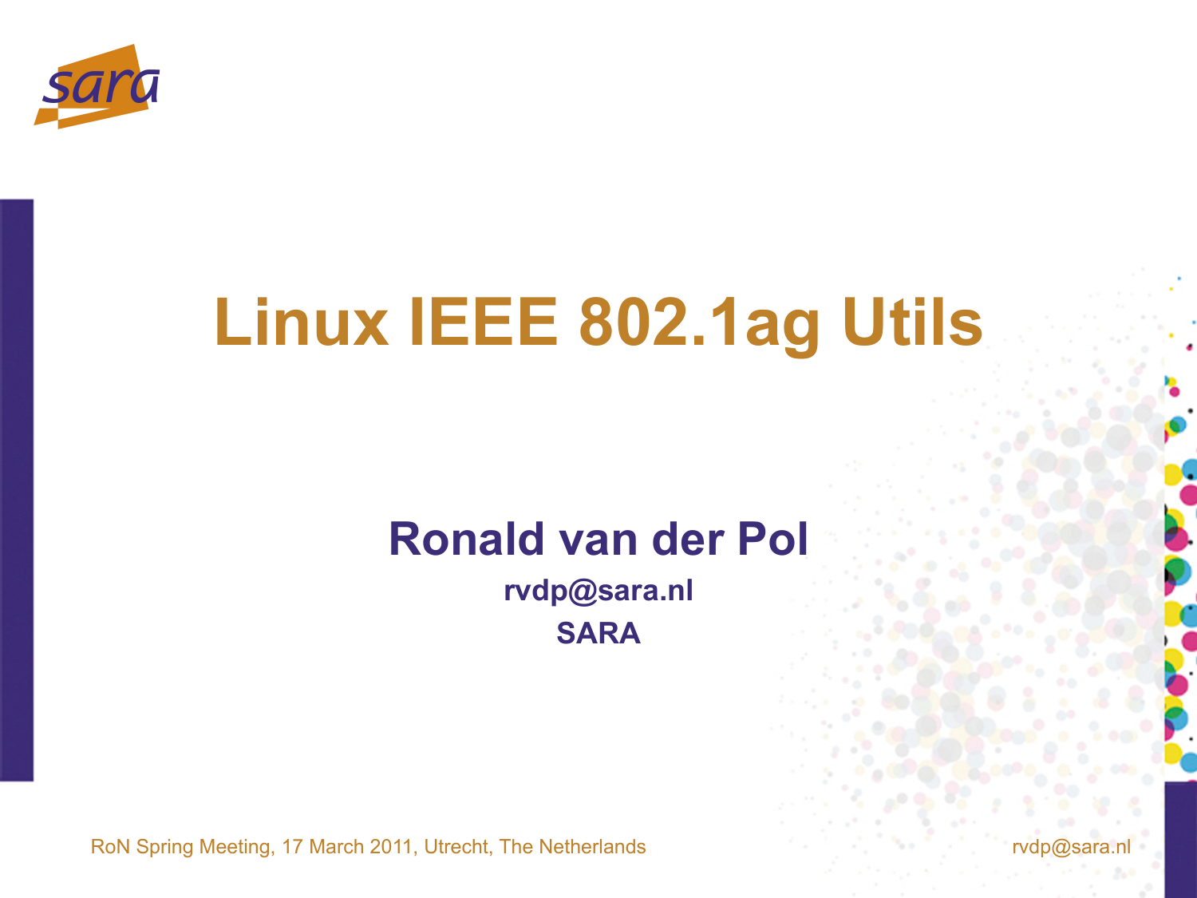# Linux IEEE 802.1ag Utils

**Ronald van der Pol**

**rvdp@sara.nl**

**SARA**

RoN Spring Meeting, 17 March 2011, Utrecht, The Netherlands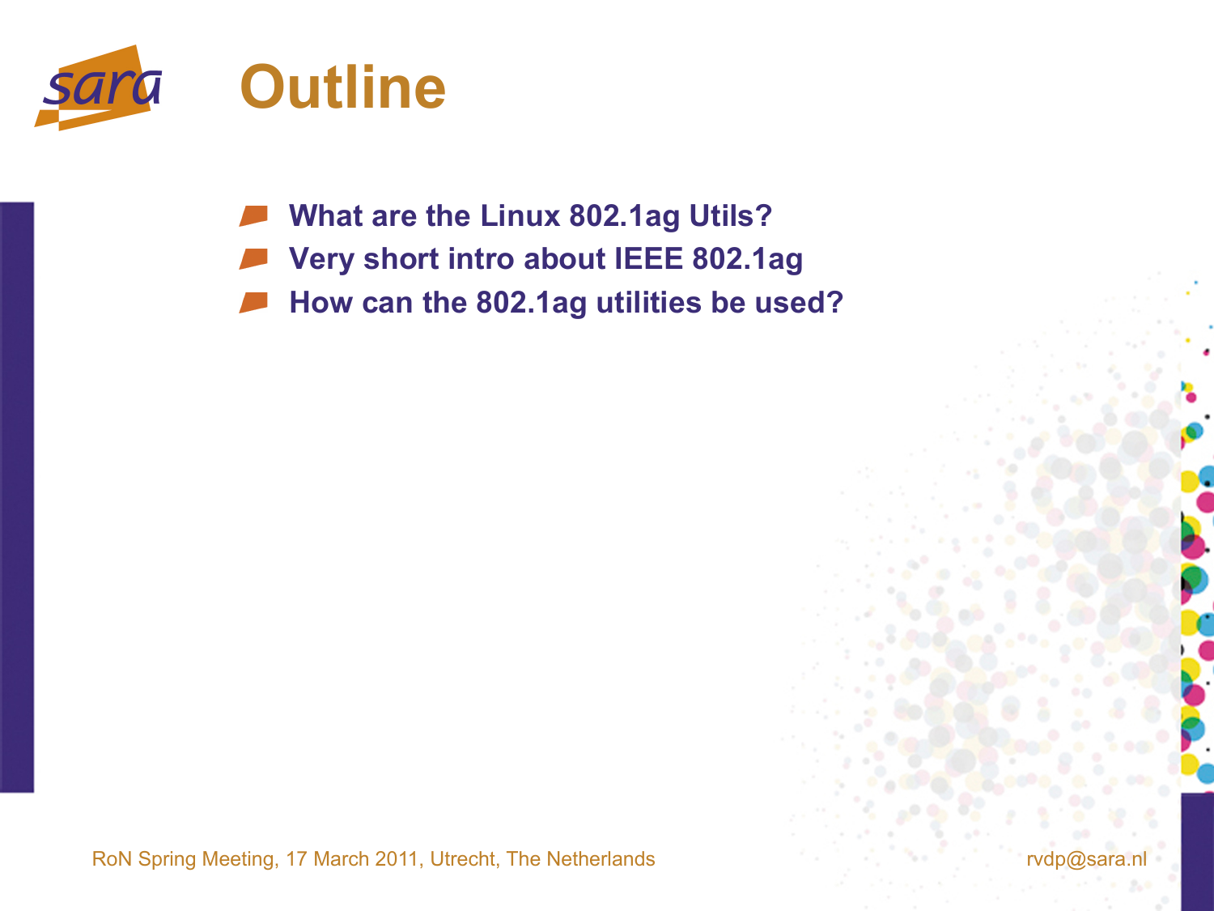# Outline

- What are the Linux 802.1ag Utils?
- Very short intro about IEEE 802.1ag
- How can the 802.1ag utilities be used?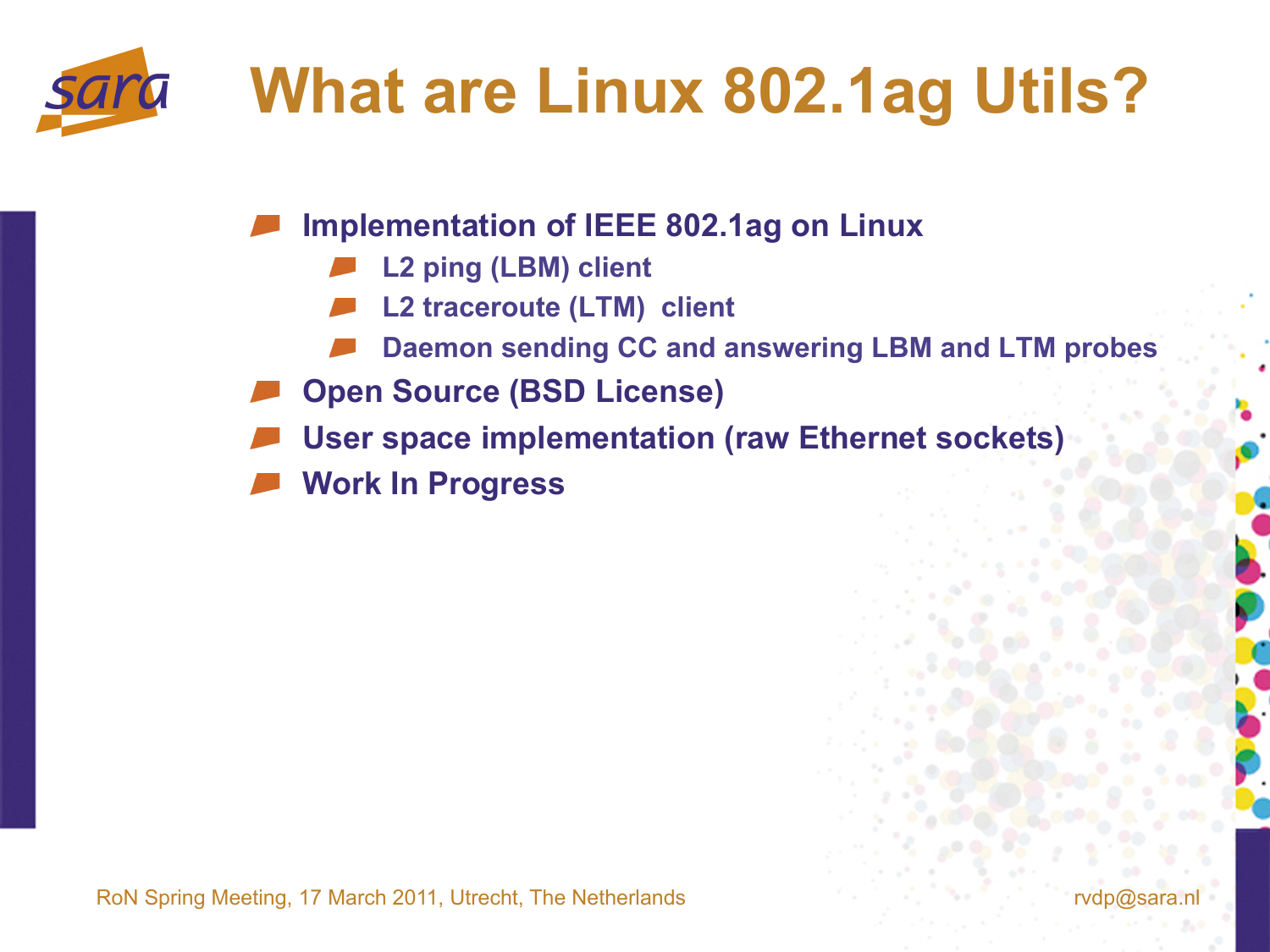# What are Linux 802.1ag Utils?

- Implementation of IEEE 802.1ag on Linux
  - L2 ping (LBM) client
  - L2 traceroute (LTM) client
  - Daemon sending CC and answering LBM and LTM probes
- Open Source (BSD License)
- User space implementation (raw Ethernet sockets)
- Work In Progress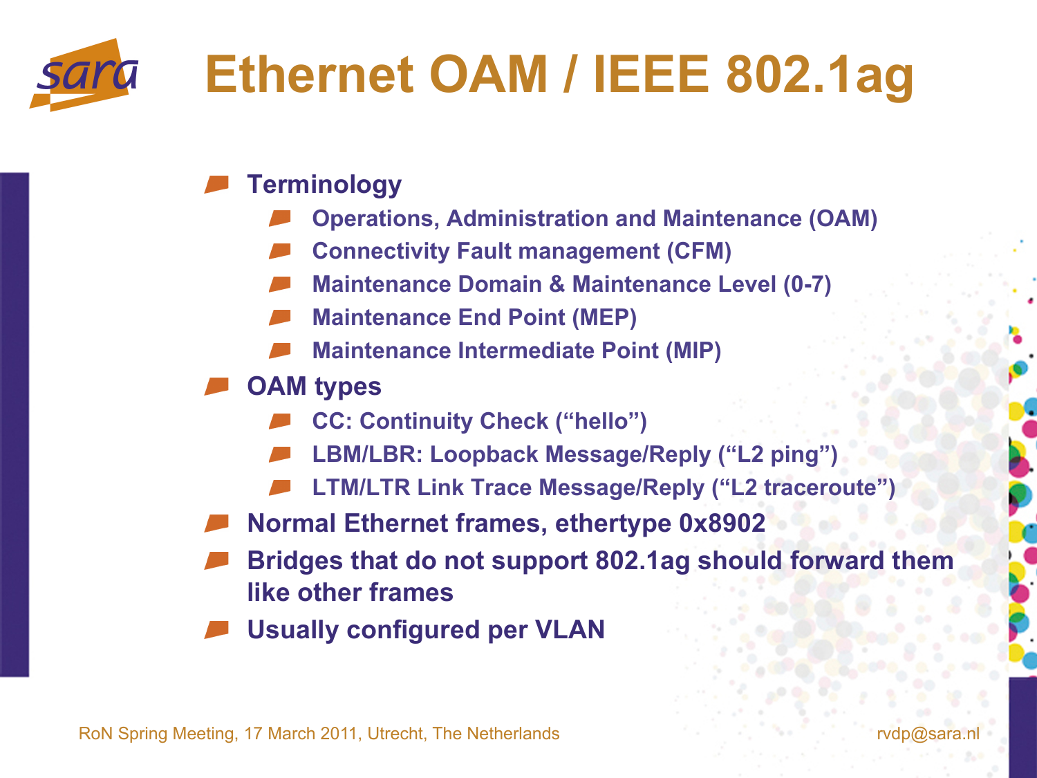# Ethernet OAM / IEEE 802.1ag

- Terminology
  - Operations, Administration and Maintenance (OAM)
  - Connectivity Fault management (CFM)
  - Maintenance Domain & Maintenance Level (0-7)
  - Maintenance End Point (MEP)
  - Maintenance Intermediate Point (MIP)
- OAM types
  - CC: Continuity Check ("hello")
  - LBM/LBR: Loopback Message/Reply ("L2 ping")
  - LTM/LTR Link Trace Message/Reply ("L2 traceroute")
- Normal Ethernet frames, ethertype 0x8902
- Bridges that do not support 802.1ag should forward them like other frames
- Usually configured per VLAN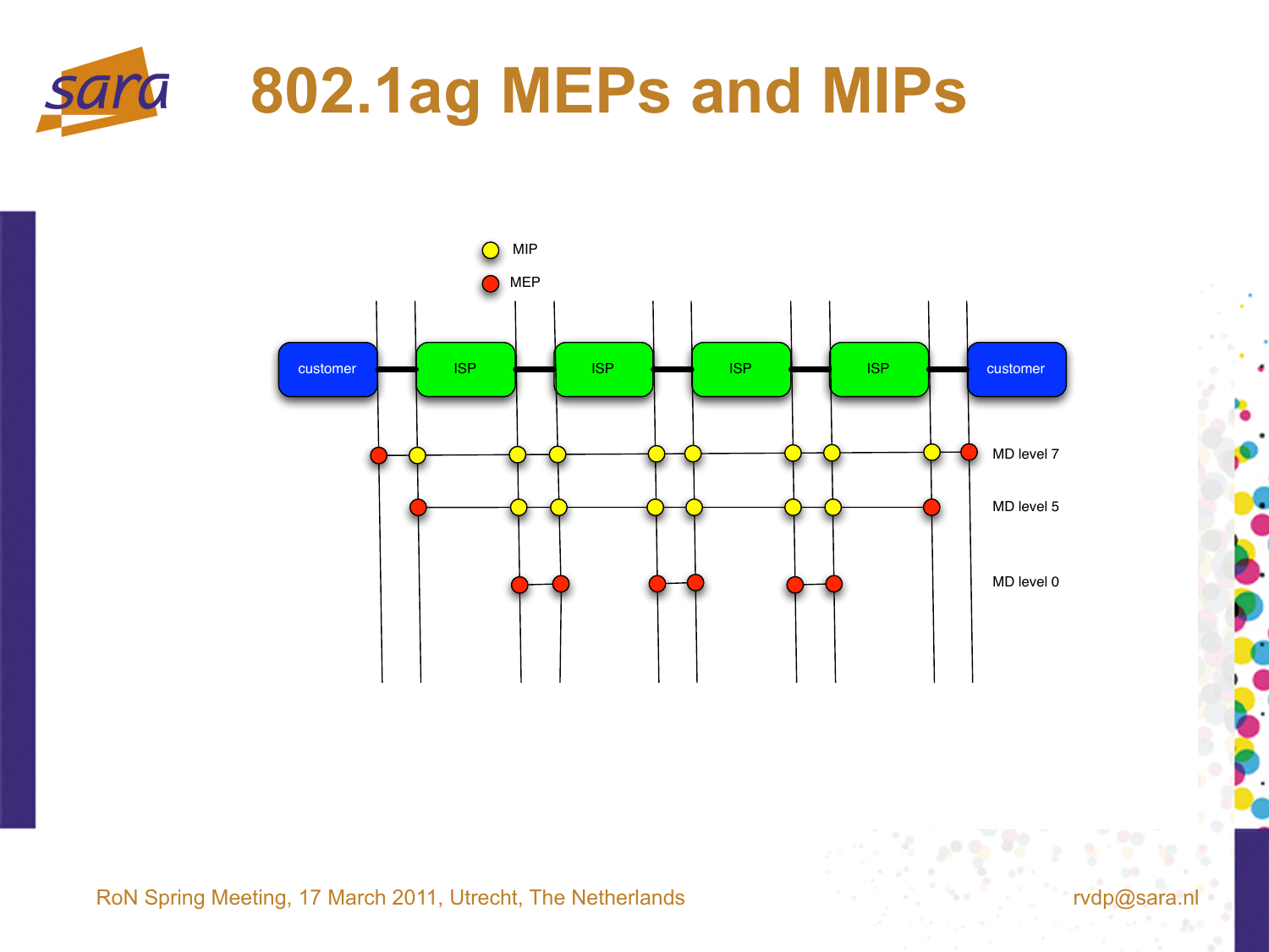# 802.1ag MEPs and MIPs

MIP

MEP

customer | ISP | ISP | ISP | ISP | customer

MD level 7

MD level 5

MD level 0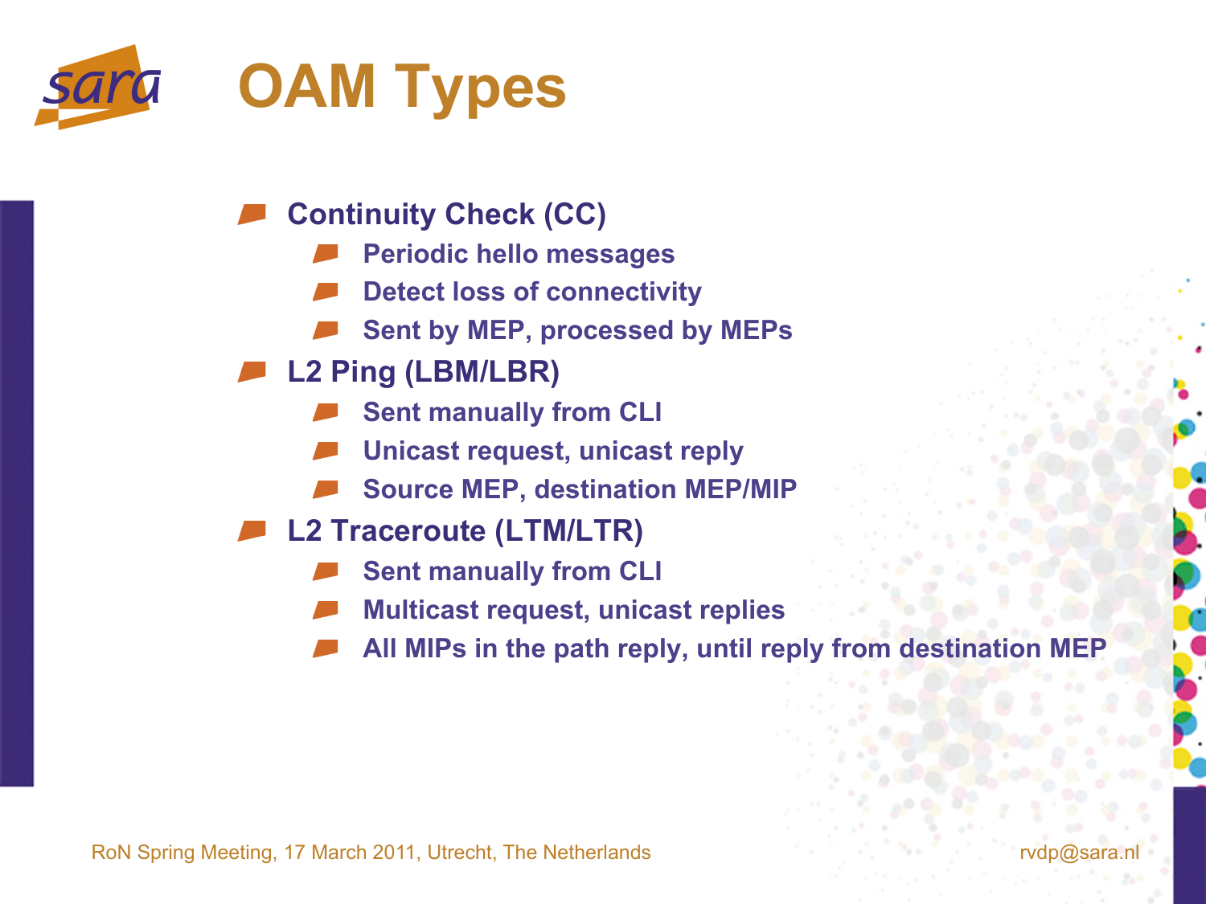# OAM Types

- Continuity Check (CC)
  - Periodic hello messages
  - Detect loss of connectivity
  - Sent by MEP, processed by MEPs
- L2 Ping (LBM/LBR)
  - Sent manually from CLI
  - Unicast request, unicast reply
  - Source MEP, destination MEP/MIP
- L2 Traceroute (LTM/LTR)
  - Sent manually from CLI
  - Multicast request, unicast replies
  - All MIPs in the path reply, until reply from destination MEP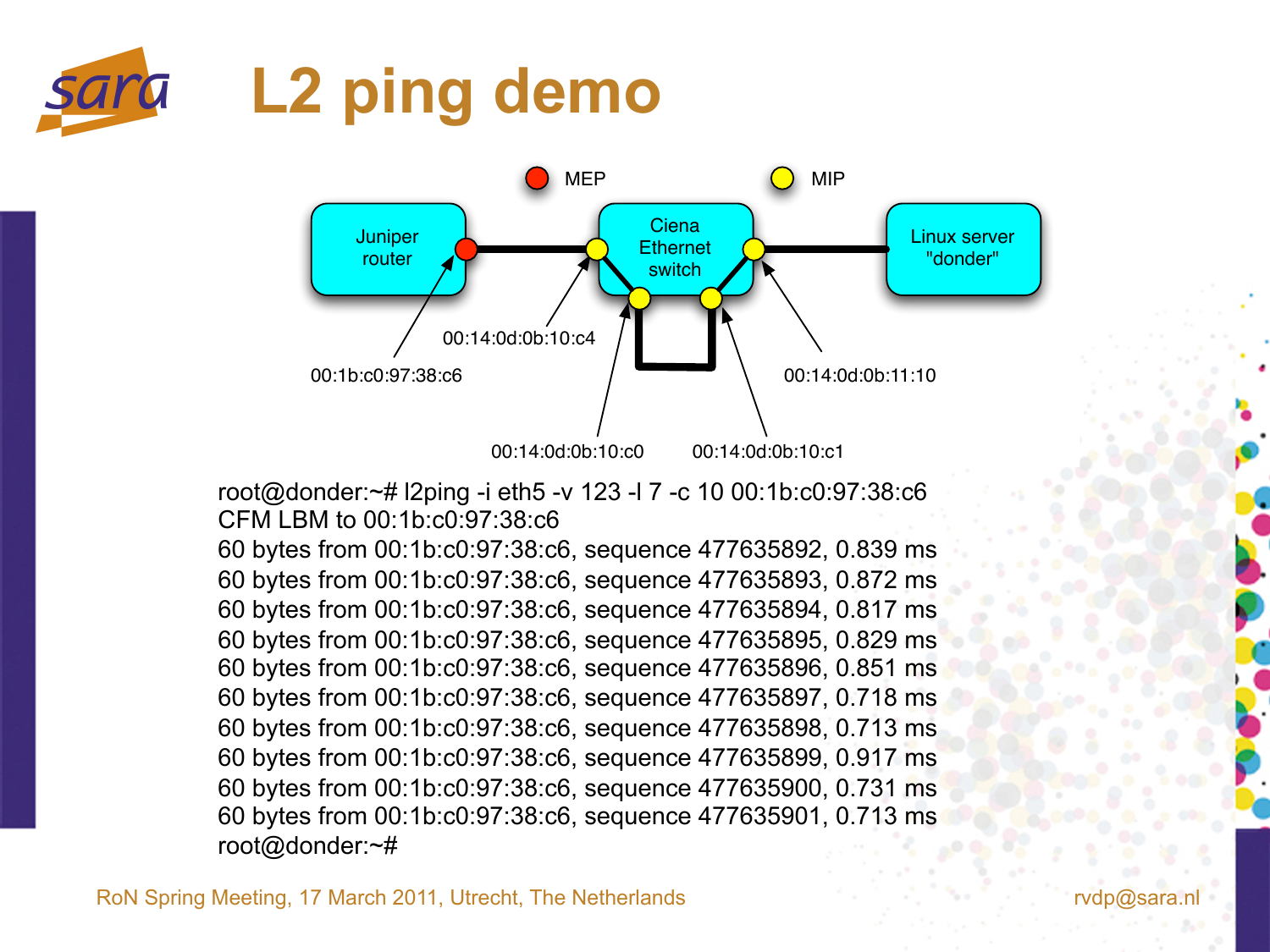# L2 ping demo

MEP · MIP

Juniper router — Ciena Ethernet switch — Linux server "donder"

00:1b:c0:97:38:c6

00:14:0d:0b:10:c4

00:14:0d:0b:11:10

00:14:0d:0b:10:c0

00:14:0d:0b:10:c1

```
root@donder:~# l2ping -i eth5 -v 123 -l 7 -c 10 00:1b:c0:97:38:c6
CFM LBM to 00:1b:c0:97:38:c6
60 bytes from 00:1b:c0:97:38:c6, sequence 477635892, 0.839 ms
60 bytes from 00:1b:c0:97:38:c6, sequence 477635893, 0.872 ms
60 bytes from 00:1b:c0:97:38:c6, sequence 477635894, 0.817 ms
60 bytes from 00:1b:c0:97:38:c6, sequence 477635895, 0.829 ms
60 bytes from 00:1b:c0:97:38:c6, sequence 477635896, 0.851 ms
60 bytes from 00:1b:c0:97:38:c6, sequence 477635897, 0.718 ms
60 bytes from 00:1b:c0:97:38:c6, sequence 477635898, 0.713 ms
60 bytes from 00:1b:c0:97:38:c6, sequence 477635899, 0.917 ms
60 bytes from 00:1b:c0:97:38:c6, sequence 477635900, 0.731 ms
60 bytes from 00:1b:c0:97:38:c6, sequence 477635901, 0.713 ms
root@donder:~#
```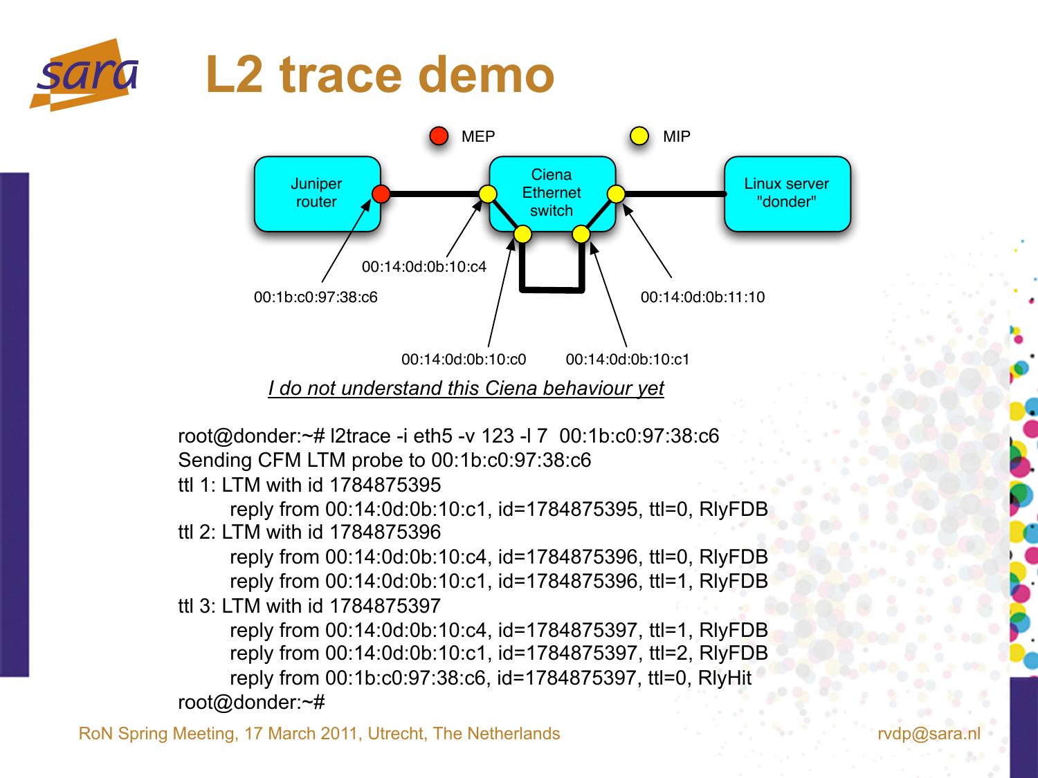# L2 trace demo

MEP MIP

Juniper router — Ciena Ethernet switch — Linux server "donder"

00:1b:c0:97:38:c6

00:14:0d:0b:10:c4

00:14:0d:0b:10:c0

00:14:0d:0b:10:c1

00:14:0d:0b:11:10

*I do not understand this Ciena behaviour yet*

```
root@donder:~# l2trace -i eth5 -v 123 -l 7  00:1b:c0:97:38:c6
Sending CFM LTM probe to 00:1b:c0:97:38:c6
ttl 1: LTM with id 1784875395
        reply from 00:14:0d:0b:10:c1, id=1784875395, ttl=0, RlyFDB
ttl 2: LTM with id 1784875396
        reply from 00:14:0d:0b:10:c4, id=1784875396, ttl=0, RlyFDB
        reply from 00:14:0d:0b:10:c1, id=1784875396, ttl=1, RlyFDB
ttl 3: LTM with id 1784875397
        reply from 00:14:0d:0b:10:c4, id=1784875397, ttl=1, RlyFDB
        reply from 00:14:0d:0b:10:c1, id=1784875397, ttl=2, RlyFDB
        reply from 00:1b:c0:97:38:c6, id=1784875397, ttl=0, RlyHit
root@donder:~#
```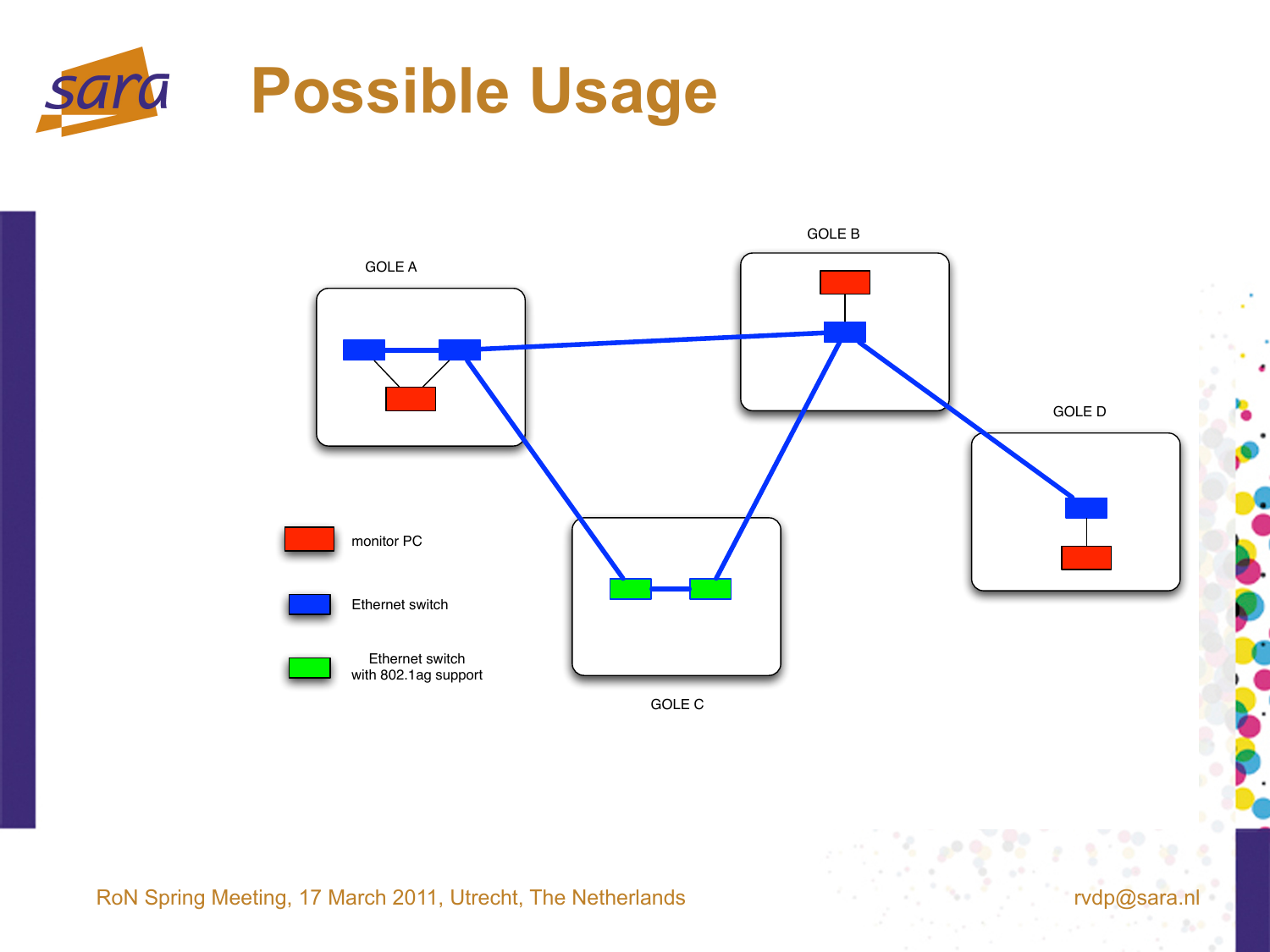# Possible Usage

GOLE A

GOLE B

GOLE C

GOLE D

monitor PC

Ethernet switch

Ethernet switch with 802.1ag support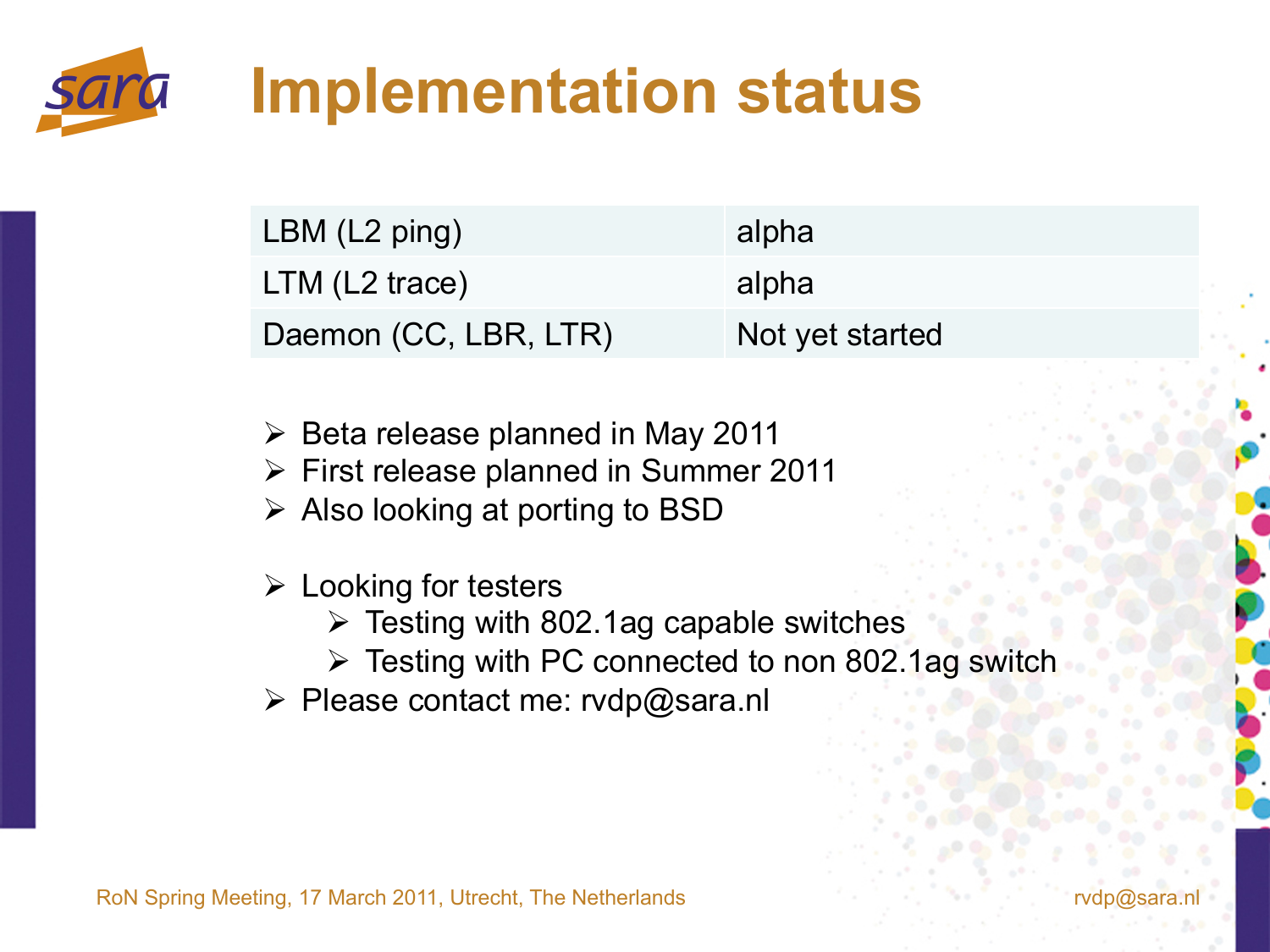# Implementation status

| | |
|---|---|
| LBM (L2 ping) | alpha |
| LTM (L2 trace) | alpha |
| Daemon (CC, LBR, LTR) | Not yet started |

- Beta release planned in May 2011
- First release planned in Summer 2011
- Also looking at porting to BSD

- Looking for testers
  - Testing with 802.1ag capable switches
  - Testing with PC connected to non 802.1ag switch
- Please contact me: rvdp@sara.nl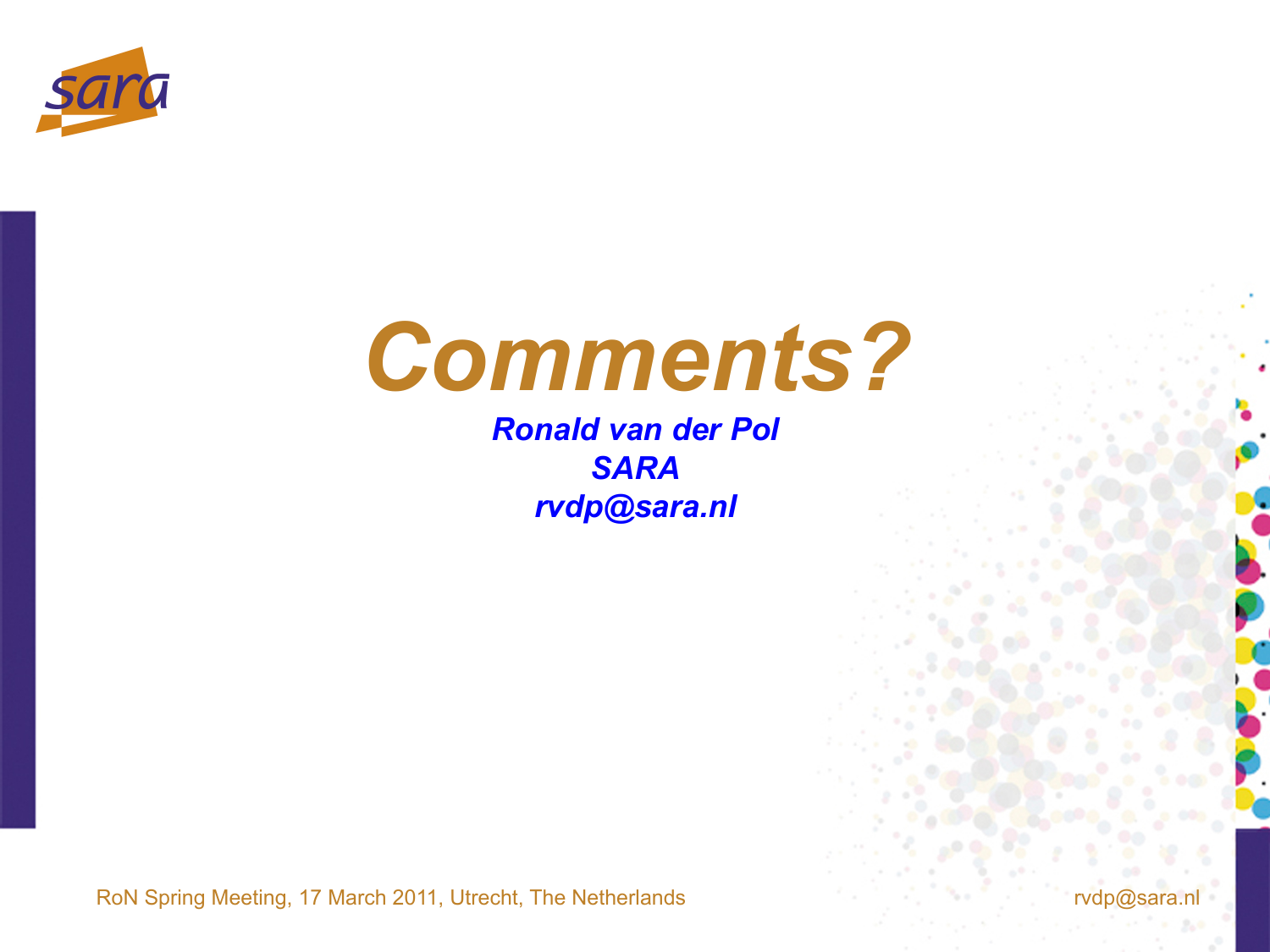# *Comments?*

***Ronald van der Pol***
***SARA***
***rvdp@sara.nl***